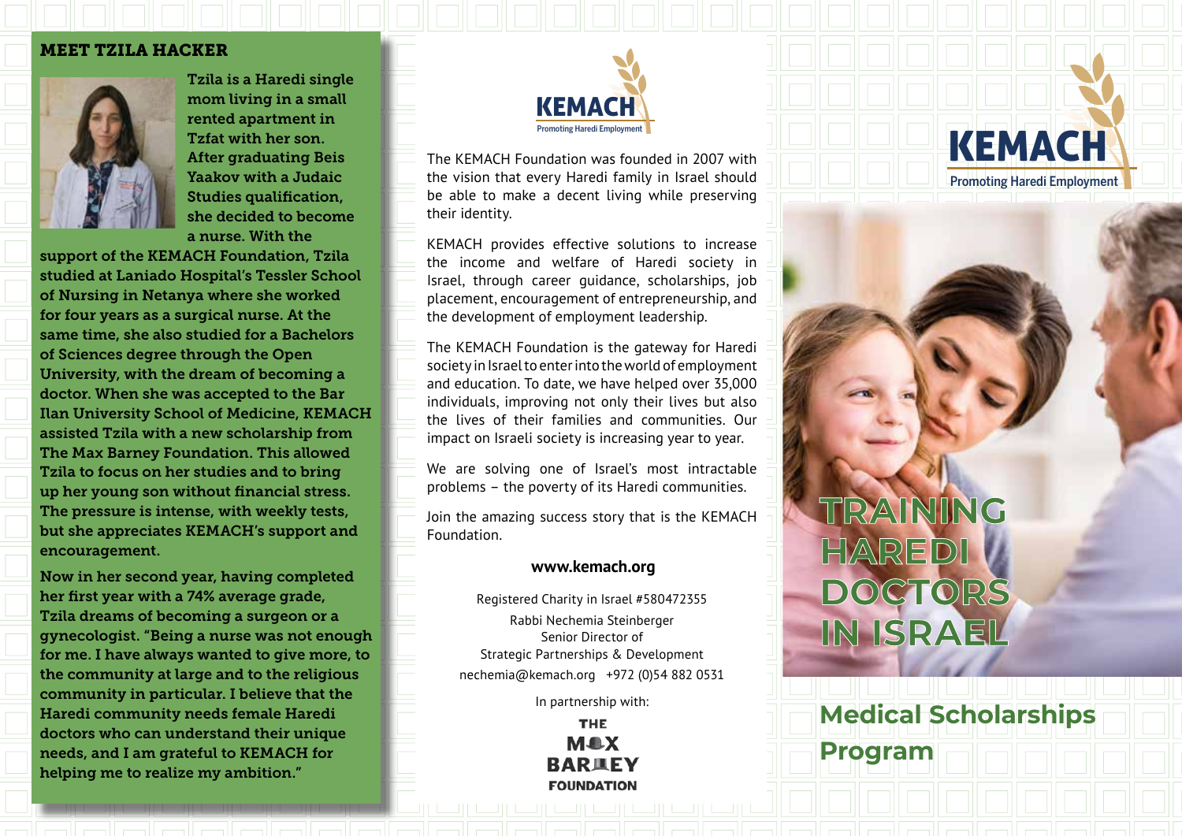## MEET TZILA HACKER

Tzila is a Haredi single mom living in a small rented apartment in Tzfat with her son. After graduating Beis Yaakov with a Judaic Studies qualification, she decided to become a nurse. With the support of the KEMACH Foundation, Tzila studied at Laniado Hospital's Tessler School of Nursing in Netanya where she worked for four years as a surgical nurse. At the same time, she also studied for a Bachelors of Sciences degree through the Open University, with the dream of becoming a doctor. When she was accepted to the Bar Ilan University School of Medicine, KEMACH assisted Tzila with a new scholarship from The Max Barney Foundation. This allowed Tzila to focus on her studies and to bring up her young son without financial stress. The pressure is intense, with weekly tests, but she appreciates KEMACH's support and encouragement.

Now in her second year, having completed her first year with a 74% average grade, Tzila dreams of becoming a surgeon or a gynecologist. "Being a nurse was not enough for me. I have always wanted to give more, to the community at large and to the religious community in particular. I believe that the Haredi community needs female Haredi doctors who can understand their unique needs, and I am grateful to KEMACH for helping me to realize my ambition."

KEMACH
Promoting Haredi Employment

The KEMACH Foundation was founded in 2007 with the vision that every Haredi family in Israel should be able to make a decent living while preserving their identity.

KEMACH provides effective solutions to increase the income and welfare of Haredi society in Israel, through career guidance, scholarships, job placement, encouragement of entrepreneurship, and the development of employment leadership.

The KEMACH Foundation is the gateway for Haredi society in Israel to enter into the world of employment and education. To date, we have helped over 35,000 individuals, improving not only their lives but also the lives of their families and communities. Our impact on Israeli society is increasing year to year.

We are solving one of Israel's most intractable problems – the poverty of its Haredi communities.

Join the amazing success story that is the KEMACH Foundation.

**www.kemach.org**

Registered Charity in Israel #580472355

Rabbi Nechemia Steinberger
Senior Director of
Strategic Partnerships & Development
nechemia@kemach.org +972 (0)54 882 0531

In partnership with:

THE MAX BARNEY FOUNDATION

KEMACH
Promoting Haredi Employment

# TRAINING HAREDI DOCTORS IN ISRAEL

## Medical Scholarships Program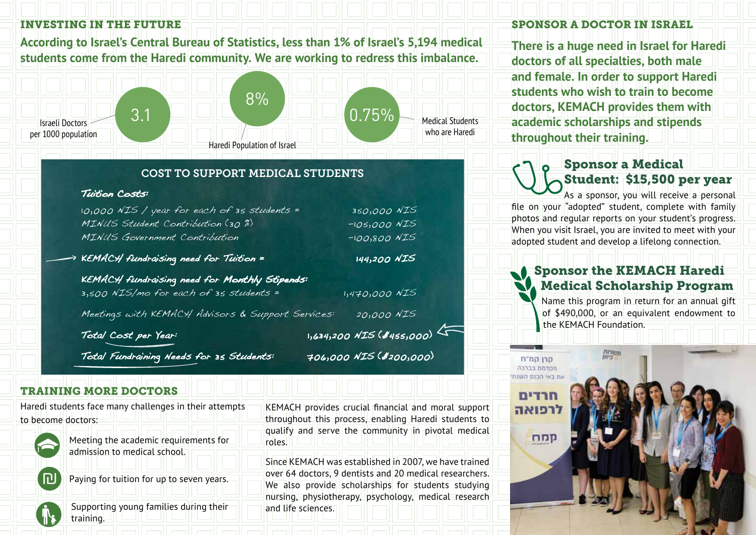## INVESTING IN THE FUTURE

**According to Israel's Central Bureau of Statistics, less than 1% of Israel's 5,194 medical students come from the Haredi community. We are working to redress this imbalance.**

3.1
Israeli Doctors per 1000 population

8%
Haredi Population of Israel

0.75%
Medical Students who are Haredi

### COST TO SUPPORT MEDICAL STUDENTS

*Tuition Costs:*

| | |
|---|---|
| 10,000 NIS / year for each of 35 students = | 350,000 NIS |
| MINUS Student Contribution (30 %) | -105,000 NIS |
| MINUS Government Contribution | -100,800 NIS |
| **KEMACH fundraising need for Tuition =** | **144,200 NIS** |
| **KEMACH fundraising need for Monthly Stipends:** | |
| 3,500 NIS/mo for each of 35 students = | 1,470,000 NIS |
| Meetings with KEMACH Advisors & Support Services: | 20,000 NIS |
| **Total Cost per Year:** | **1,634,200 NIS ($455,000)** |
| **Total Fundraising Needs for 35 Students:** | **706,000 NIS ($200,000)** |

## TRAINING MORE DOCTORS

Haredi students face many challenges in their attempts to become doctors:

- Meeting the academic requirements for admission to medical school.
- Paying for tuition for up to seven years.
- Supporting young families during their training.

KEMACH provides crucial financial and moral support throughout this process, enabling Haredi students to qualify and serve the community in pivotal medical roles.

Since KEMACH was established in 2007, we have trained over 64 doctors, 9 dentists and 20 medical researchers. We also provide scholarships for students studying nursing, physiotherapy, psychology, medical research and life sciences.

## SPONSOR A DOCTOR IN ISRAEL

**There is a huge need in Israel for Haredi doctors of all specialties, both male and female. In order to support Haredi students who wish to train to become doctors, KEMACH provides them with academic scholarships and stipends throughout their training.**

### Sponsor a Medical Student: $15,500 per year

As a sponsor, you will receive a personal file on your "adopted" student, complete with family photos and regular reports on your student's progress. When you visit Israel, you are invited to meet with your adopted student and develop a lifelong connection.

### Sponsor the KEMACH Haredi Medical Scholarship Program

Name this program in return for an annual gift of $490,000, or an equivalent endowment to the KEMACH Foundation.